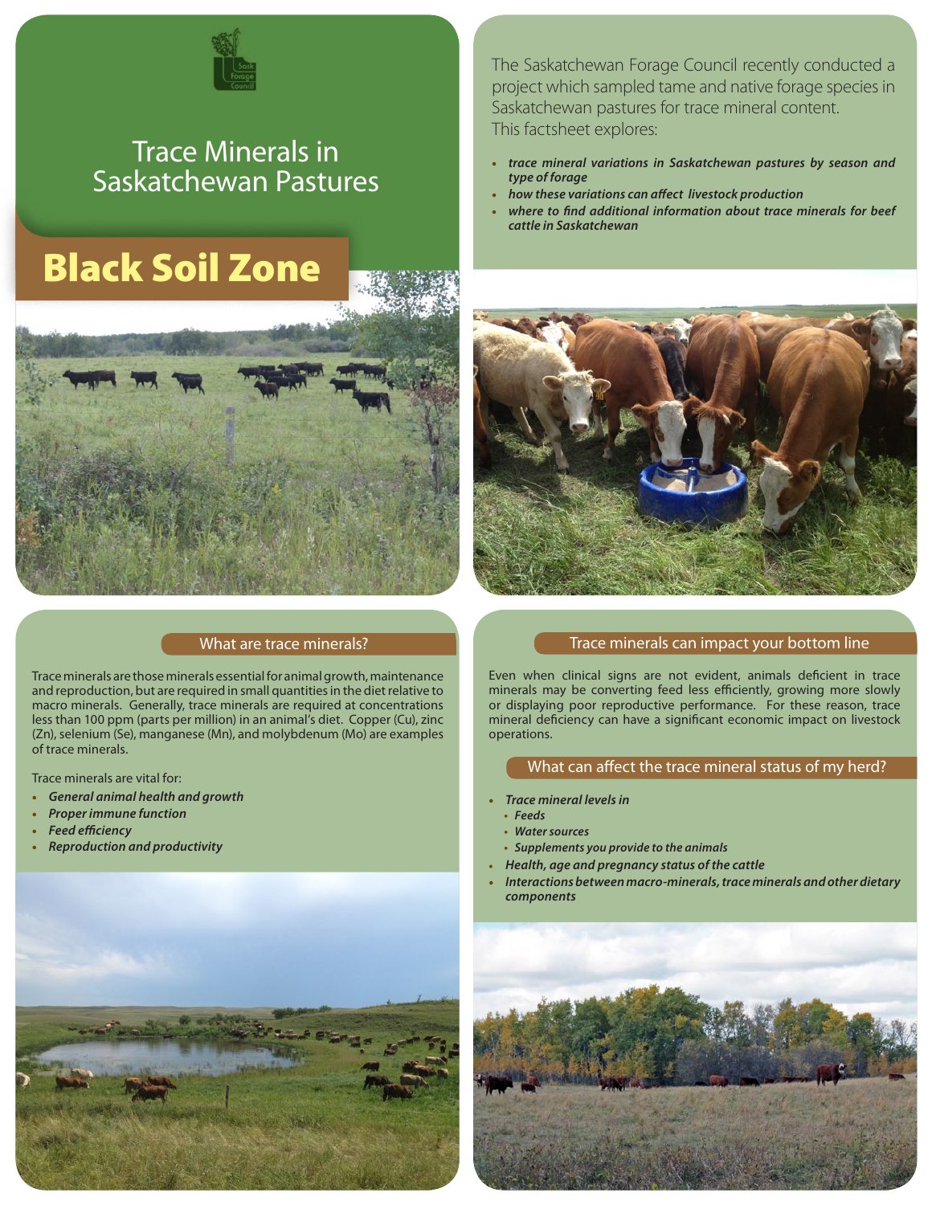# Trace Minerals in Saskatchewan Pastures

## Black Soil Zone

The Saskatchewan Forage Council recently conducted a project which sampled tame and native forage species in Saskatchewan pastures for trace mineral content.
This factsheet explores:

- *trace mineral variations in Saskatchewan pastures by season and type of forage*
- *how these variations can affect livestock production*
- *where to find additional information about trace minerals for beef cattle in Saskatchewan*

### What are trace minerals?

Trace minerals are those minerals essential for animal growth, maintenance and reproduction, but are required in small quantities in the diet relative to macro minerals. Generally, trace minerals are required at concentrations less than 100 ppm (parts per million) in an animal's diet. Copper (Cu), zinc (Zn), selenium (Se), manganese (Mn), and molybdenum (Mo) are examples of trace minerals.

Trace minerals are vital for:

- ***General animal health and growth***
- ***Proper immune function***
- ***Feed efficiency***
- ***Reproduction and productivity***

### Trace minerals can impact your bottom line

Even when clinical signs are not evident, animals deficient in trace minerals may be converting feed less efficiently, growing more slowly or displaying poor reproductive performance. For these reason, trace mineral deficiency can have a significant economic impact on livestock operations.

### What can affect the trace mineral status of my herd?

- ***Trace mineral levels in***
  - ***Feeds***
  - ***Water sources***
  - ***Supplements you provide to the animals***
- ***Health, age and pregnancy status of the cattle***
- ***Interactions between macro-minerals, trace minerals and other dietary components***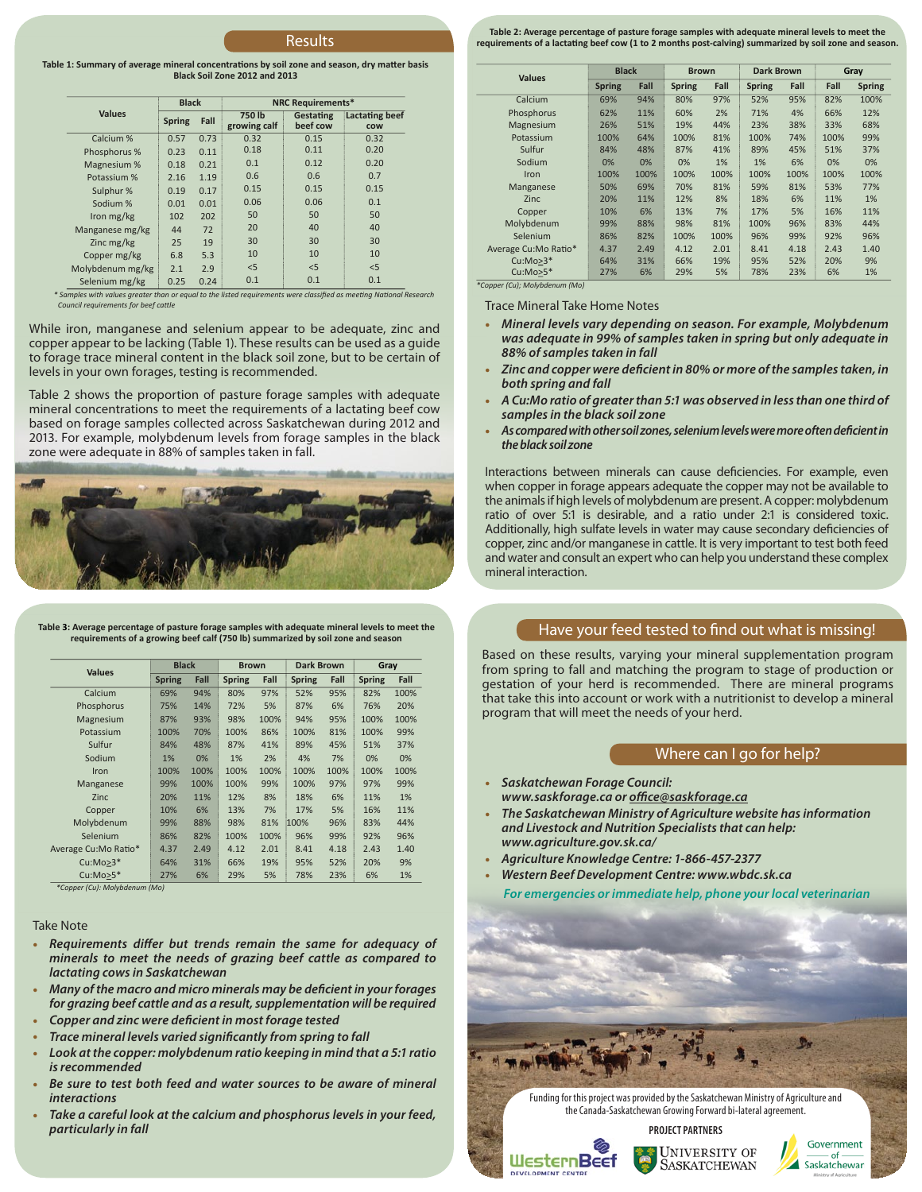## Results

**Table 1: Summary of average mineral concentrations by soil zone and season, dry matter basis Black Soil Zone 2012 and 2013**

| Values | Black | | NRC Requirements* | | |
|---|---|---|---|---|---|
| | Spring | Fall | 750 lb growing calf | Gestating beef cow | Lactating beef cow |
| Calcium % | 0.57 | 0.73 | 0.32 | 0.15 | 0.32 |
| Phosphorus % | 0.23 | 0.11 | 0.18 | 0.11 | 0.20 |
| Magnesium % | 0.18 | 0.21 | 0.1 | 0.12 | 0.20 |
| Potassium % | 2.16 | 1.19 | 0.6 | 0.6 | 0.7 |
| Sulphur % | 0.19 | 0.17 | 0.15 | 0.15 | 0.15 |
| Sodium % | 0.01 | 0.01 | 0.06 | 0.06 | 0.1 |
| Iron mg/kg | 102 | 202 | 50 | 50 | 50 |
| Manganese mg/kg | 44 | 72 | 20 | 40 | 40 |
| Zinc mg/kg | 25 | 19 | 30 | 30 | 30 |
| Copper mg/kg | 6.8 | 5.3 | 10 | 10 | 10 |
| Molybdenum mg/kg | 2.1 | 2.9 | <5 | <5 | <5 |
| Selenium mg/kg | 0.25 | 0.24 | 0.1 | 0.1 | 0.1 |

*\* Samples with values greater than or equal to the listed requirements were classified as meeting National Research Council requirements for beef cattle*

While iron, manganese and selenium appear to be adequate, zinc and copper appear to be lacking (Table 1). These results can be used as a guide to forage trace mineral content in the black soil zone, but to be certain of levels in your own forages, testing is recommended.

Table 2 shows the proportion of pasture forage samples with adequate mineral concentrations to meet the requirements of a lactating beef cow based on forage samples collected across Saskatchewan during 2012 and 2013. For example, molybdenum levels from forage samples in the black zone were adequate in 88% of samples taken in fall.

**Table 2: Average percentage of pasture forage samples with adequate mineral levels to meet the requirements of a lactating beef cow (1 to 2 months post-calving) summarized by soil zone and season.**

| Values | Black | | Brown | | Dark Brown | | Gray | |
|---|---|---|---|---|---|---|---|---|
| | Spring | Fall | Spring | Fall | Spring | Fall | Fall | Spring |
| Calcium | 69% | 94% | 80% | 97% | 52% | 95% | 82% | 100% |
| Phosphorus | 62% | 11% | 60% | 2% | 71% | 4% | 66% | 12% |
| Magnesium | 26% | 51% | 19% | 44% | 23% | 38% | 33% | 68% |
| Potassium | 100% | 64% | 100% | 81% | 100% | 74% | 100% | 99% |
| Sulfur | 84% | 48% | 87% | 41% | 89% | 45% | 51% | 37% |
| Sodium | 0% | 0% | 0% | 1% | 1% | 6% | 0% | 0% |
| Iron | 100% | 100% | 100% | 100% | 100% | 100% | 100% | 100% |
| Manganese | 50% | 69% | 70% | 81% | 59% | 81% | 53% | 77% |
| Zinc | 20% | 11% | 12% | 8% | 18% | 6% | 11% | 1% |
| Copper | 10% | 6% | 13% | 7% | 17% | 5% | 16% | 11% |
| Molybdenum | 99% | 88% | 98% | 81% | 100% | 96% | 83% | 44% |
| Selenium | 86% | 82% | 100% | 100% | 96% | 99% | 92% | 96% |
| Average Cu:Mo Ratio* | 4.37 | 2.49 | 4.12 | 2.01 | 8.41 | 4.18 | 2.43 | 1.40 |
| Cu:Mo≥3* | 64% | 31% | 66% | 19% | 95% | 52% | 20% | 9% |
| Cu:Mo≥5* | 27% | 6% | 29% | 5% | 78% | 23% | 6% | 1% |

*\*Copper (Cu); Molybdenum (Mo)*

Trace Mineral Take Home Notes

- ***Mineral levels vary depending on season. For example, Molybdenum was adequate in 99% of samples taken in spring but only adequate in 88% of samples taken in fall***
- ***Zinc and copper were deficient in 80% or more of the samples taken, in both spring and fall***
- ***A Cu:Mo ratio of greater than 5:1 was observed in less than one third of samples in the black soil zone***
- ***As compared with other soil zones, selenium levels were more often deficient in the black soil zone***

Interactions between minerals can cause deficiencies. For example, even when copper in forage appears adequate the copper may not be available to the animals if high levels of molybdenum are present. A copper: molybdenum ratio of over 5:1 is desirable, and a ratio under 2:1 is considered toxic. Additionally, high sulfate levels in water may cause secondary deficiencies of copper, zinc and/or manganese in cattle. It is very important to test both feed and water and consult an expert who can help you understand these complex mineral interaction.

**Table 3: Average percentage of pasture forage samples with adequate mineral levels to meet the requirements of a growing beef calf (750 lb) summarized by soil zone and season**

| Values | Black | | Brown | | Dark Brown | | Gray | |
|---|---|---|---|---|---|---|---|---|
| | Spring | Fall | Spring | Fall | Spring | Fall | Spring | Fall |
| Calcium | 69% | 94% | 80% | 97% | 52% | 95% | 82% | 100% |
| Phosphorus | 75% | 14% | 72% | 5% | 87% | 6% | 76% | 20% |
| Magnesium | 87% | 93% | 98% | 100% | 94% | 95% | 100% | 100% |
| Potassium | 100% | 70% | 100% | 86% | 100% | 81% | 100% | 99% |
| Sulfur | 84% | 48% | 87% | 41% | 89% | 45% | 51% | 37% |
| Sodium | 1% | 0% | 1% | 2% | 4% | 7% | 0% | 0% |
| Iron | 100% | 100% | 100% | 100% | 100% | 100% | 100% | 100% |
| Manganese | 99% | 100% | 100% | 99% | 100% | 97% | 97% | 99% |
| Zinc | 20% | 11% | 12% | 8% | 18% | 6% | 11% | 1% |
| Copper | 10% | 6% | 13% | 7% | 17% | 5% | 16% | 11% |
| Molybdenum | 99% | 88% | 98% | 81% | 100% | 96% | 83% | 44% |
| Selenium | 86% | 82% | 100% | 100% | 96% | 99% | 92% | 96% |
| Average Cu:Mo Ratio* | 4.37 | 2.49 | 4.12 | 2.01 | 8.41 | 4.18 | 2.43 | 1.40 |
| Cu:Mo≥3* | 64% | 31% | 66% | 19% | 95% | 52% | 20% | 9% |
| Cu:Mo≥5* | 27% | 6% | 29% | 5% | 78% | 23% | 6% | 1% |

*\*Copper (Cu); Molybdenum (Mo)*

Take Note

- ***Requirements differ but trends remain the same for adequacy of minerals to meet the needs of grazing beef cattle as compared to lactating cows in Saskatchewan***
- ***Many of the macro and micro minerals may be deficient in your forages for grazing beef cattle and as a result, supplementation will be required***
- ***Copper and zinc were deficient in most forage tested***
- ***Trace mineral levels varied significantly from spring to fall***
- ***Look at the copper: molybdenum ratio keeping in mind that a 5:1 ratio is recommended***
- ***Be sure to test both feed and water sources to be aware of mineral interactions***
- ***Take a careful look at the calcium and phosphorus levels in your feed, particularly in fall***

## Have your feed tested to find out what is missing!

Based on these results, varying your mineral supplementation program from spring to fall and matching the program to stage of production or gestation of your herd is recommended. There are mineral programs that take this into account or work with a nutritionist to develop a mineral program that will meet the needs of your herd.

## Where can I go for help?

- ***Saskatchewan Forage Council: www.saskforage.ca or office@saskforage.ca***
- ***The Saskatchewan Ministry of Agriculture website has information and Livestock and Nutrition Specialists that can help: www.agriculture.gov.sk.ca/***
- ***Agriculture Knowledge Centre: 1-866-457-2377***
- ***Western Beef Development Centre: www.wbdc.sk.ca***

***For emergencies or immediate help, phone your local veterinarian***

Funding for this project was provided by the Saskatchewan Ministry of Agriculture and the Canada-Saskatchewan Growing Forward bi-lateral agreement.

PROJECT PARTNERS

Western Beef Development Centre — University of Saskatchewan — Government of Saskatchewan, Ministry of Agriculture